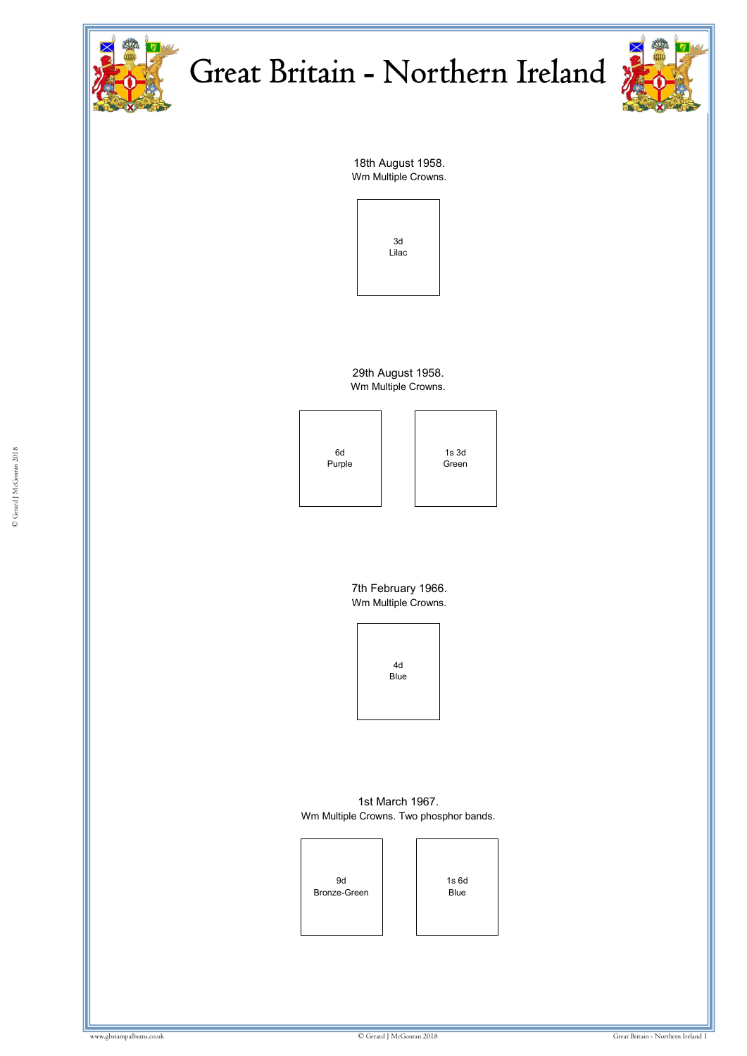# Great Britain - Northern Ireland

18th August 1958.
Wm Multiple Crowns.

3d
Lilac

29th August 1958.
Wm Multiple Crowns.

6d
Purple

1s 3d
Green

7th February 1966.
Wm Multiple Crowns.

4d
Blue

1st March 1967.
Wm Multiple Crowns. Two phosphor bands.

9d
Bronze-Green

1s 6d
Blue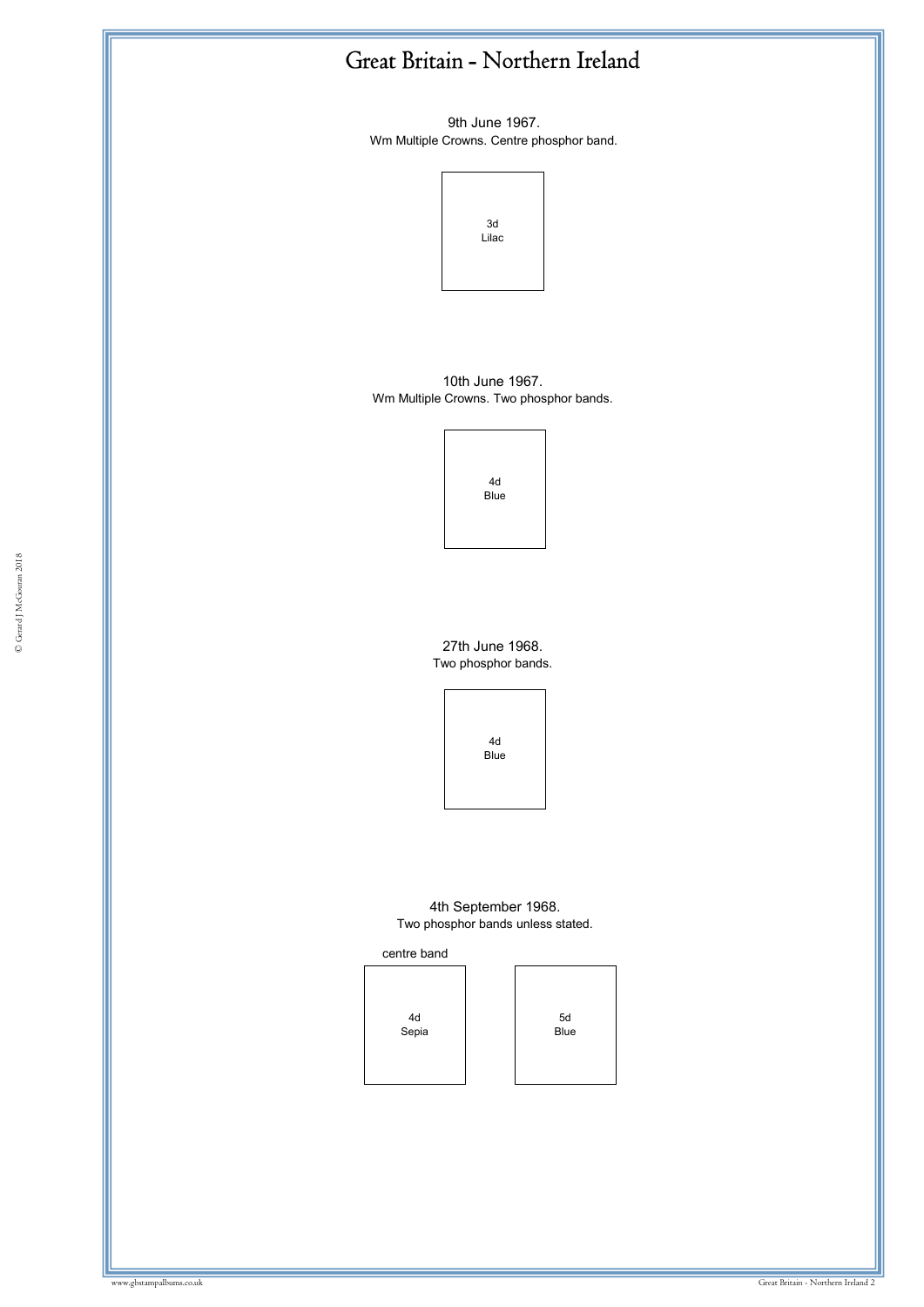# Great Britain - Northern Ireland

9th June 1967.
Wm Multiple Crowns. Centre phosphor band.

3d
Lilac

10th June 1967.
Wm Multiple Crowns. Two phosphor bands.

4d
Blue

27th June 1968.
Two phosphor bands.

4d
Blue

4th September 1968.
Two phosphor bands unless stated.

centre band

4d
Sepia

5d
Blue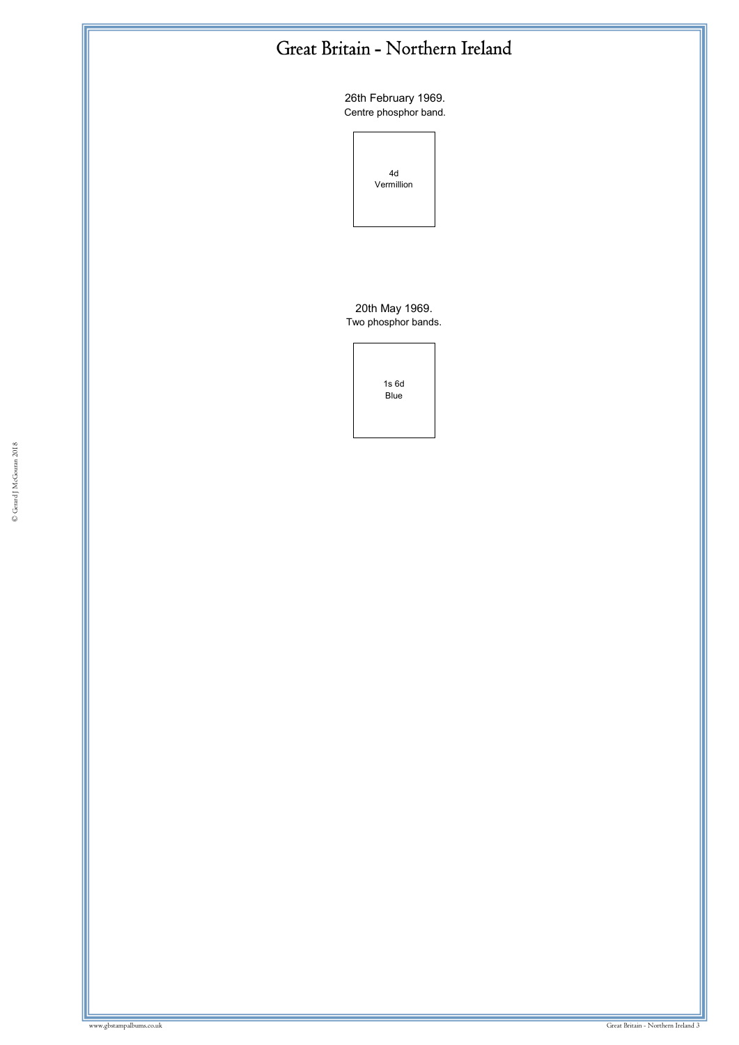# Great Britain - Northern Ireland

26th February 1969.
Centre phosphor band.

4d
Vermillion

20th May 1969.
Two phosphor bands.

1s 6d
Blue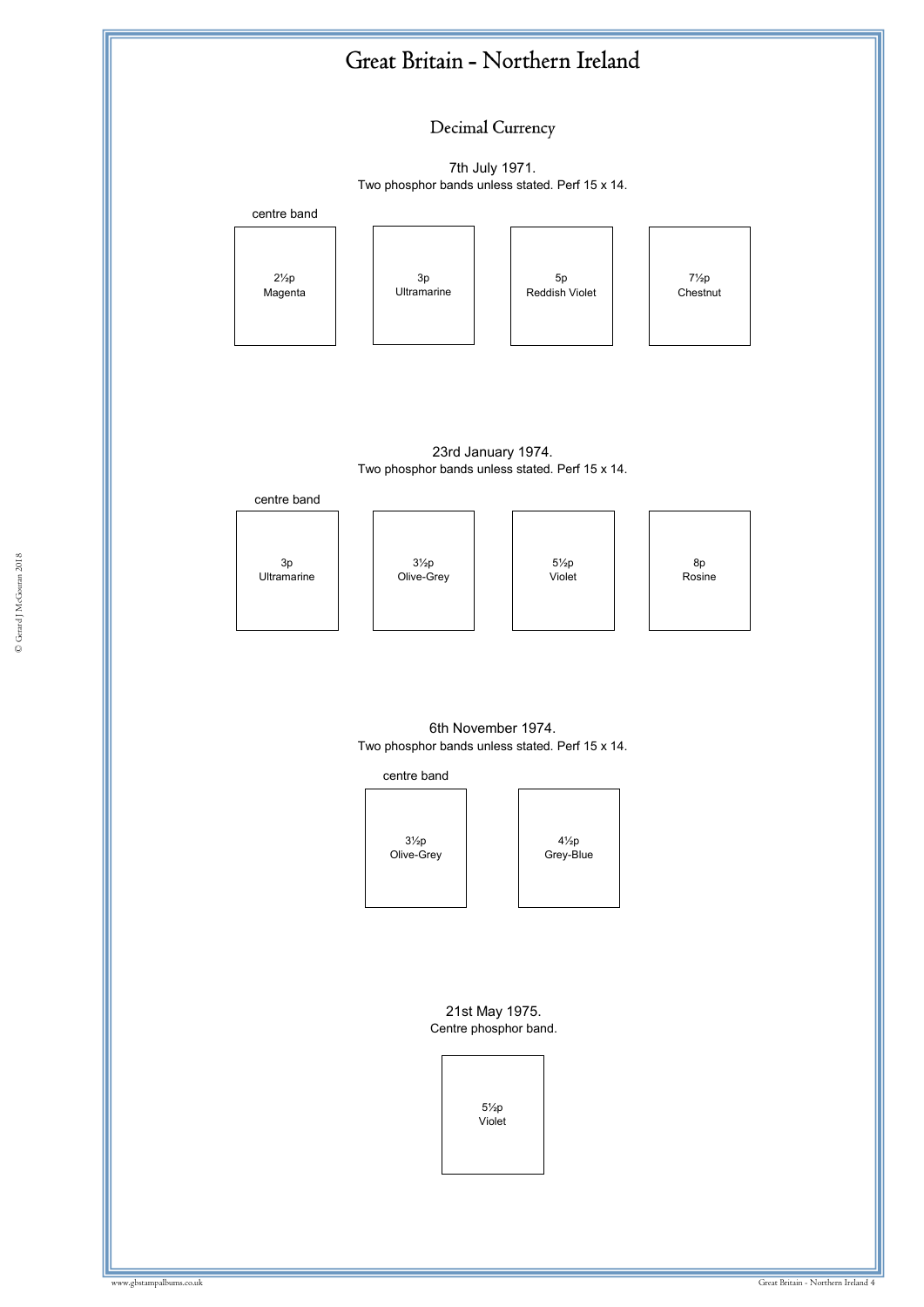# Great Britain - Northern Ireland

## Decimal Currency

7th July 1971.
Two phosphor bands unless stated. Perf 15 x 14.

centre band

2½p
Magenta

3p
Ultramarine

5p
Reddish Violet

7½p
Chestnut

23rd January 1974.
Two phosphor bands unless stated. Perf 15 x 14.

centre band

3p
Ultramarine

3½p
Olive-Grey

5½p
Violet

8p
Rosine

6th November 1974.
Two phosphor bands unless stated. Perf 15 x 14.

centre band

3½p
Olive-Grey

4½p
Grey-Blue

21st May 1975.
Centre phosphor band.

5½p
Violet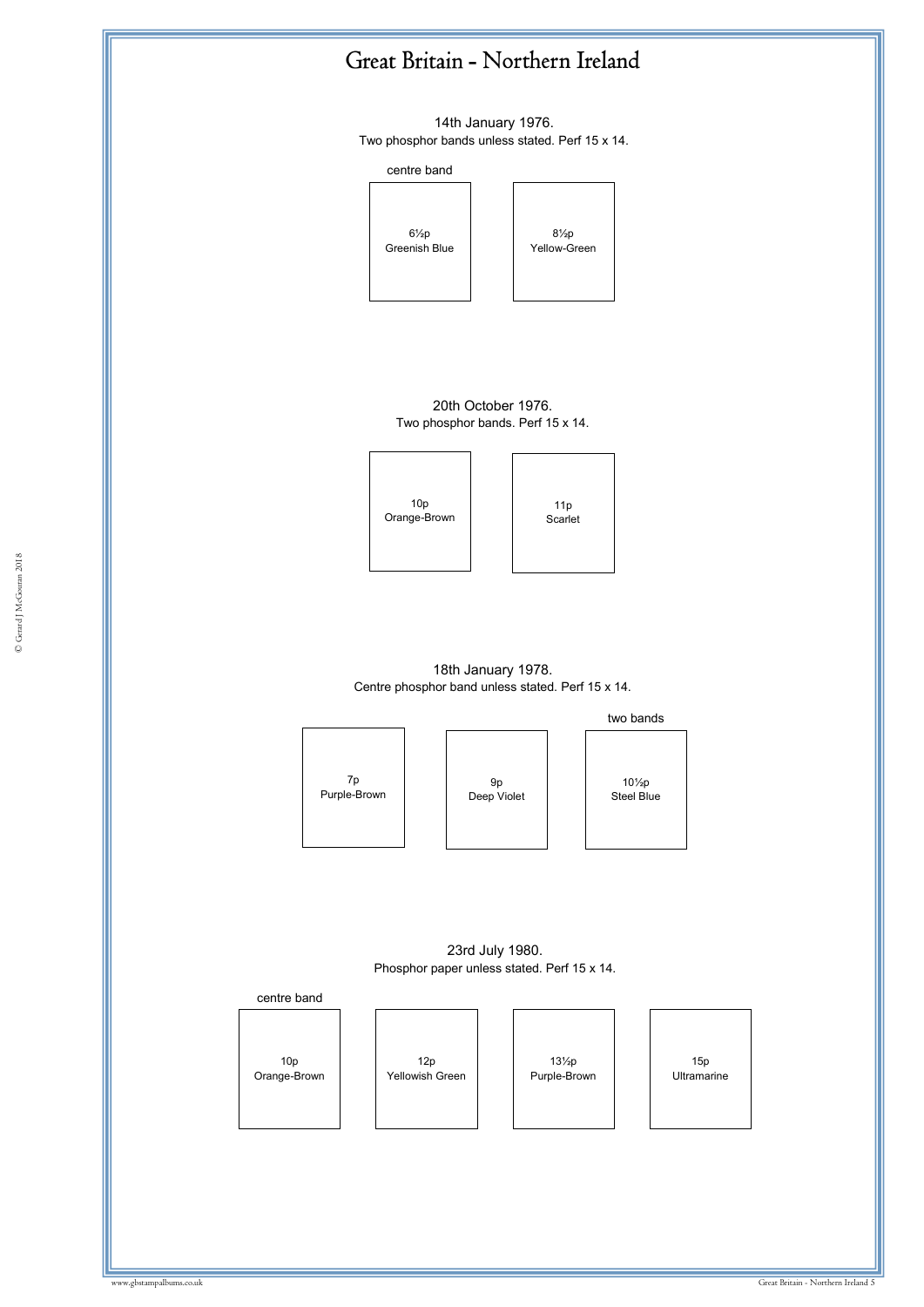# Great Britain - Northern Ireland

14th January 1976.

Two phosphor bands unless stated. Perf 15 x 14.

centre band

6½p
Greenish Blue

8½p
Yellow-Green

20th October 1976.

Two phosphor bands. Perf 15 x 14.

10p
Orange-Brown

11p
Scarlet

18th January 1978.

Centre phosphor band unless stated. Perf 15 x 14.

7p
Purple-Brown

9p
Deep Violet

two bands

10½p
Steel Blue

23rd July 1980.

Phosphor paper unless stated. Perf 15 x 14.

centre band

10p
Orange-Brown

12p
Yellowish Green

13½p
Purple-Brown

15p
Ultramarine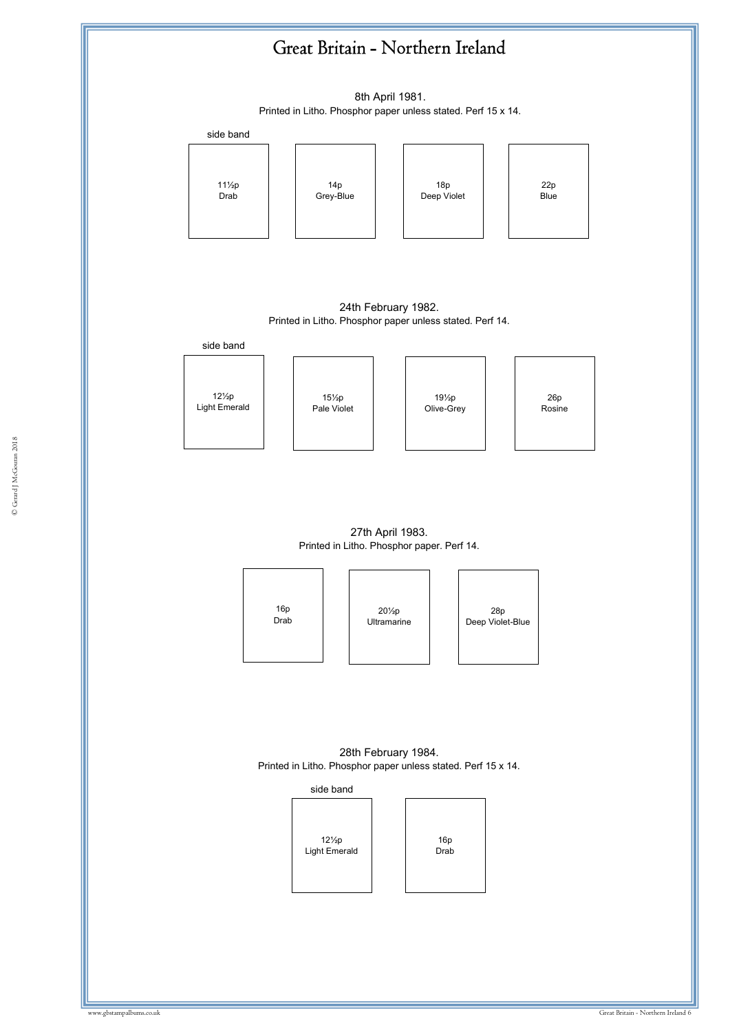# Great Britain - Northern Ireland

8th April 1981.

Printed in Litho. Phosphor paper unless stated. Perf 15 x 14.

side band

11½p
Drab

14p
Grey-Blue

18p
Deep Violet

22p
Blue

24th February 1982.

Printed in Litho. Phosphor paper unless stated. Perf 14.

side band

12½p
Light Emerald

15½p
Pale Violet

19½p
Olive-Grey

26p
Rosine

27th April 1983.

Printed in Litho. Phosphor paper. Perf 14.

16p
Drab

20½p
Ultramarine

28p
Deep Violet-Blue

28th February 1984.

Printed in Litho. Phosphor paper unless stated. Perf 15 x 14.

side band

12½p
Light Emerald

16p
Drab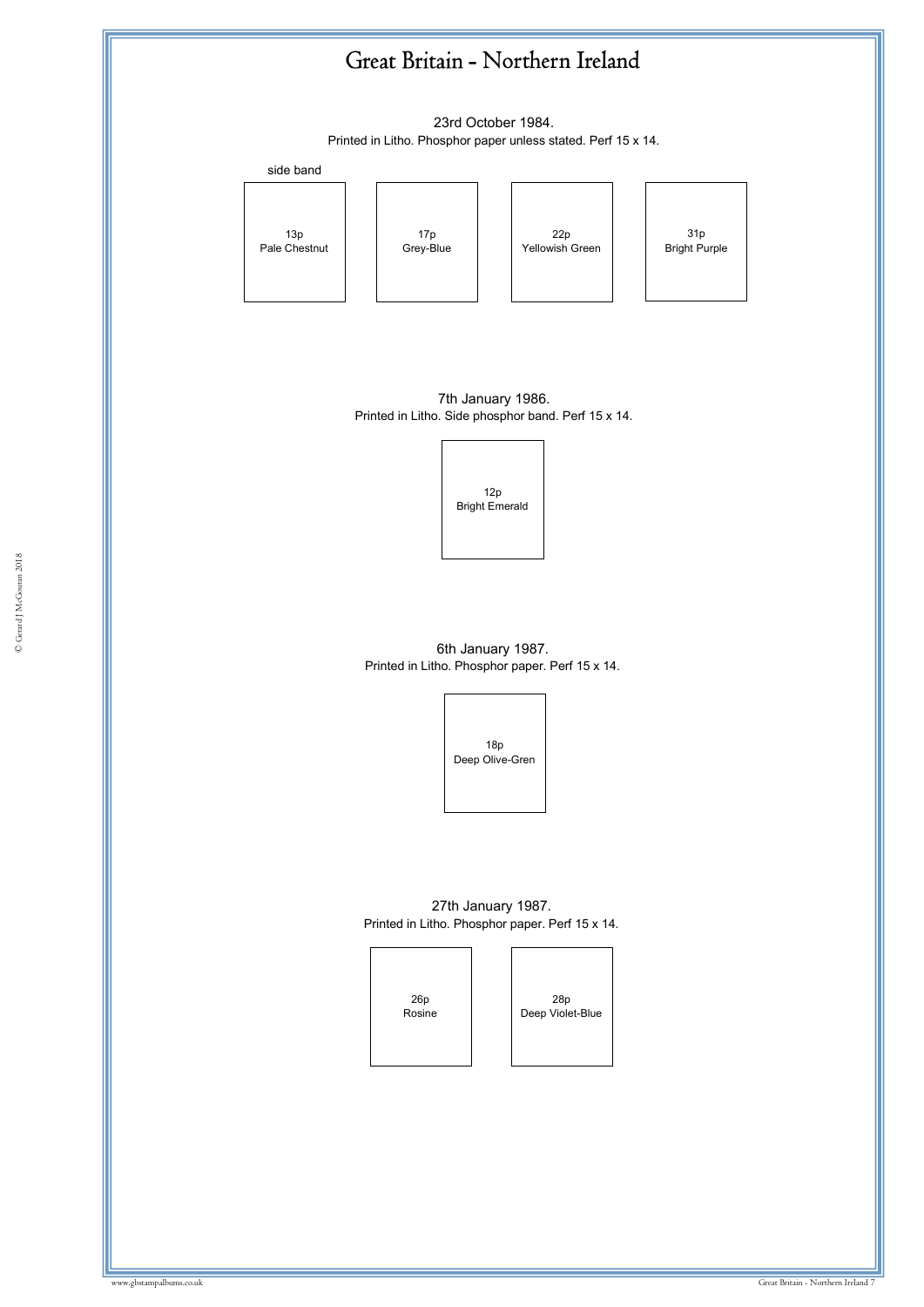# Great Britain - Northern Ireland

23rd October 1984.
Printed in Litho. Phosphor paper unless stated. Perf 15 x 14.

side band

13p
Pale Chestnut

17p
Grey-Blue

22p
Yellowish Green

31p
Bright Purple

7th January 1986.
Printed in Litho. Side phosphor band. Perf 15 x 14.

12p
Bright Emerald

6th January 1987.
Printed in Litho. Phosphor paper. Perf 15 x 14.

18p
Deep Olive-Gren

27th January 1987.
Printed in Litho. Phosphor paper. Perf 15 x 14.

26p
Rosine

28p
Deep Violet-Blue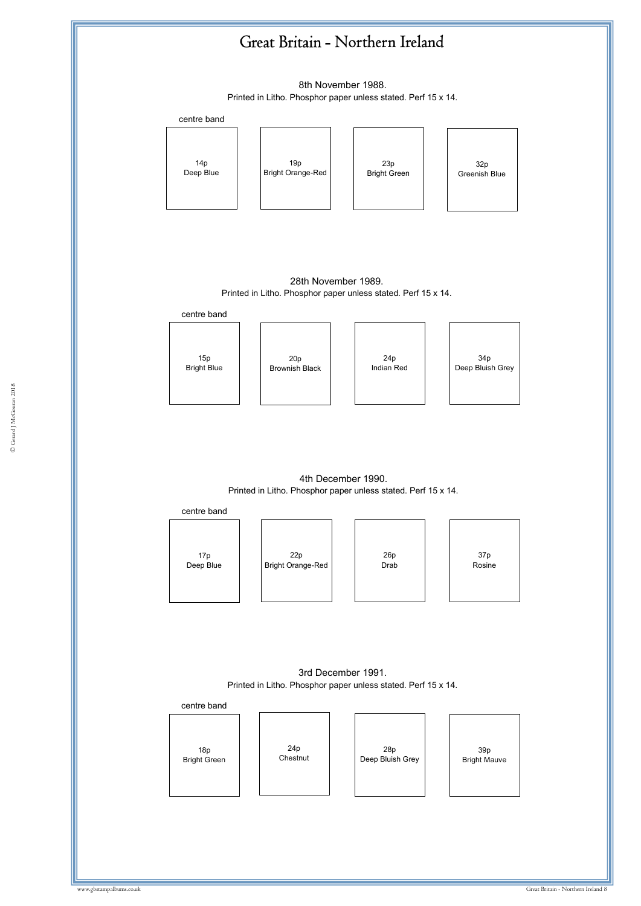# Great Britain - Northern Ireland

8th November 1988.

Printed in Litho. Phosphor paper unless stated. Perf 15 x 14.

centre band

| 14p Deep Blue | 19p Bright Orange-Red | 23p Bright Green | 32p Greenish Blue |
|---|---|---|---|

28th November 1989.

Printed in Litho. Phosphor paper unless stated. Perf 15 x 14.

centre band

| 15p Bright Blue | 20p Brownish Black | 24p Indian Red | 34p Deep Bluish Grey |
|---|---|---|---|

4th December 1990.

Printed in Litho. Phosphor paper unless stated. Perf 15 x 14.

centre band

| 17p Deep Blue | 22p Bright Orange-Red | 26p Drab | 37p Rosine |
|---|---|---|---|

3rd December 1991.

Printed in Litho. Phosphor paper unless stated. Perf 15 x 14.

centre band

| 18p Bright Green | 24p Chestnut | 28p Deep Bluish Grey | 39p Bright Mauve |
|---|---|---|---|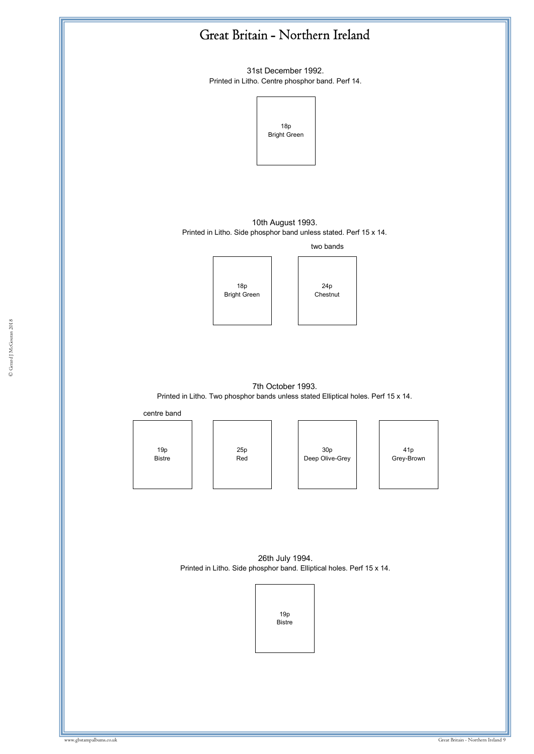# Great Britain - Northern Ireland

31st December 1992.
Printed in Litho. Centre phosphor band. Perf 14.

18p
Bright Green

10th August 1993.
Printed in Litho. Side phosphor band unless stated. Perf 15 x 14.

18p
Bright Green

two bands

24p
Chestnut

7th October 1993.
Printed in Litho. Two phosphor bands unless stated Elliptical holes. Perf 15 x 14.

centre band

19p
Bistre

25p
Red

30p
Deep Olive-Grey

41p
Grey-Brown

26th July 1994.
Printed in Litho. Side phosphor band. Elliptical holes. Perf 15 x 14.

19p
Bistre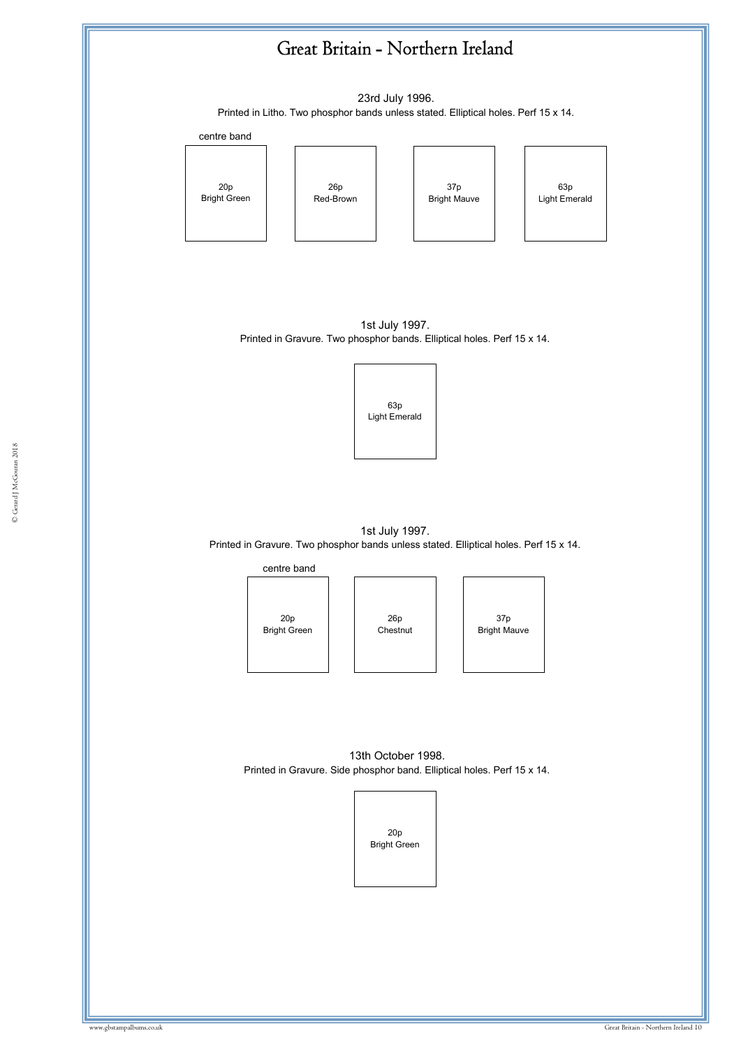# Great Britain - Northern Ireland

23rd July 1996.

Printed in Litho. Two phosphor bands unless stated. Elliptical holes. Perf 15 x 14.

centre band

20p
Bright Green

26p
Red-Brown

37p
Bright Mauve

63p
Light Emerald

1st July 1997.

Printed in Gravure. Two phosphor bands. Elliptical holes. Perf 15 x 14.

63p
Light Emerald

1st July 1997.

Printed in Gravure. Two phosphor bands unless stated. Elliptical holes. Perf 15 x 14.

centre band

20p
Bright Green

26p
Chestnut

37p
Bright Mauve

13th October 1998.

Printed in Gravure. Side phosphor band. Elliptical holes. Perf 15 x 14.

20p
Bright Green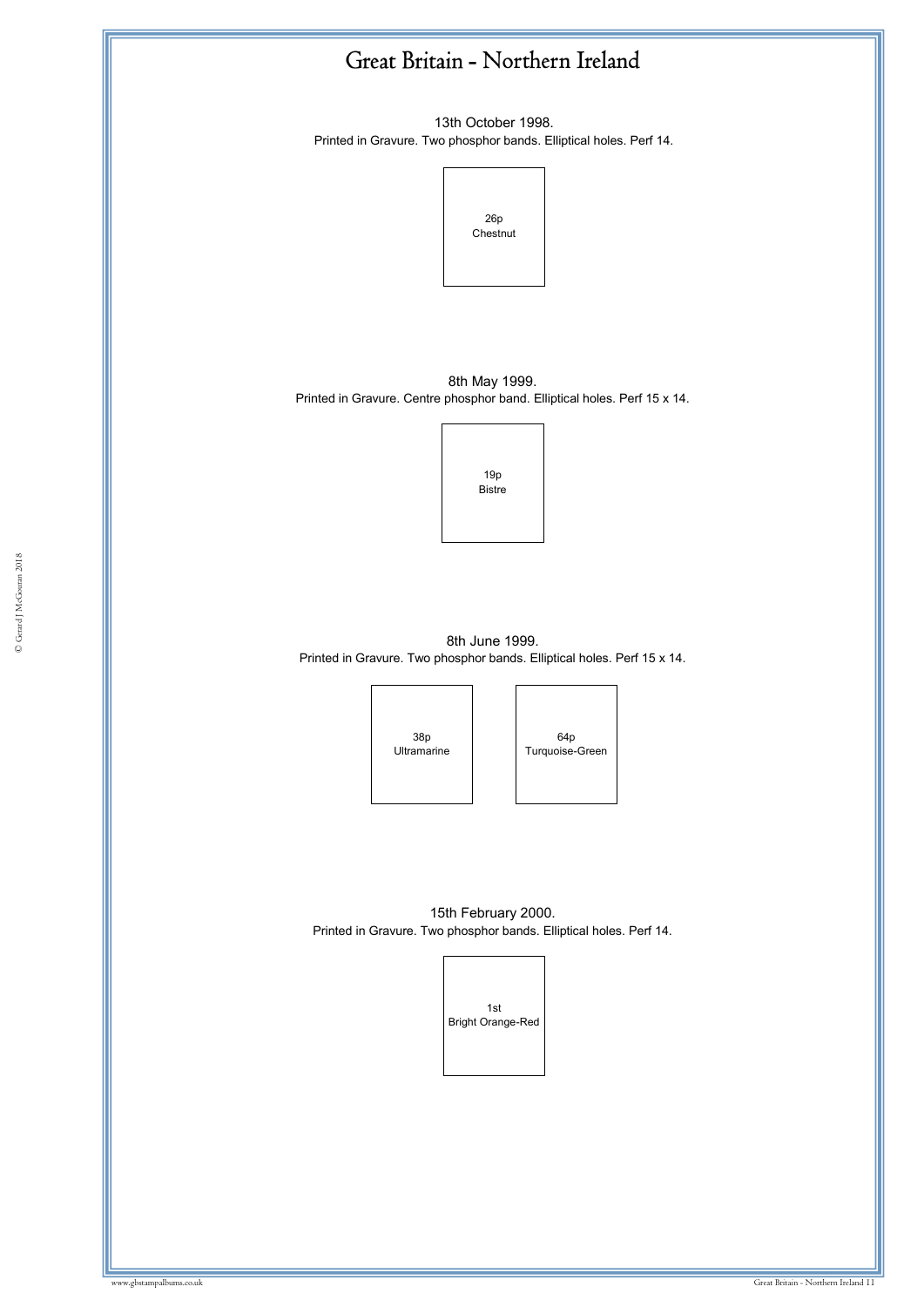# Great Britain - Northern Ireland

13th October 1998.

Printed in Gravure. Two phosphor bands. Elliptical holes. Perf 14.

26p
Chestnut

8th May 1999.

Printed in Gravure. Centre phosphor band. Elliptical holes. Perf 15 x 14.

19p
Bistre

8th June 1999.

Printed in Gravure. Two phosphor bands. Elliptical holes. Perf 15 x 14.

38p
Ultramarine

64p
Turquoise-Green

15th February 2000.

Printed in Gravure. Two phosphor bands. Elliptical holes. Perf 14.

1st
Bright Orange-Red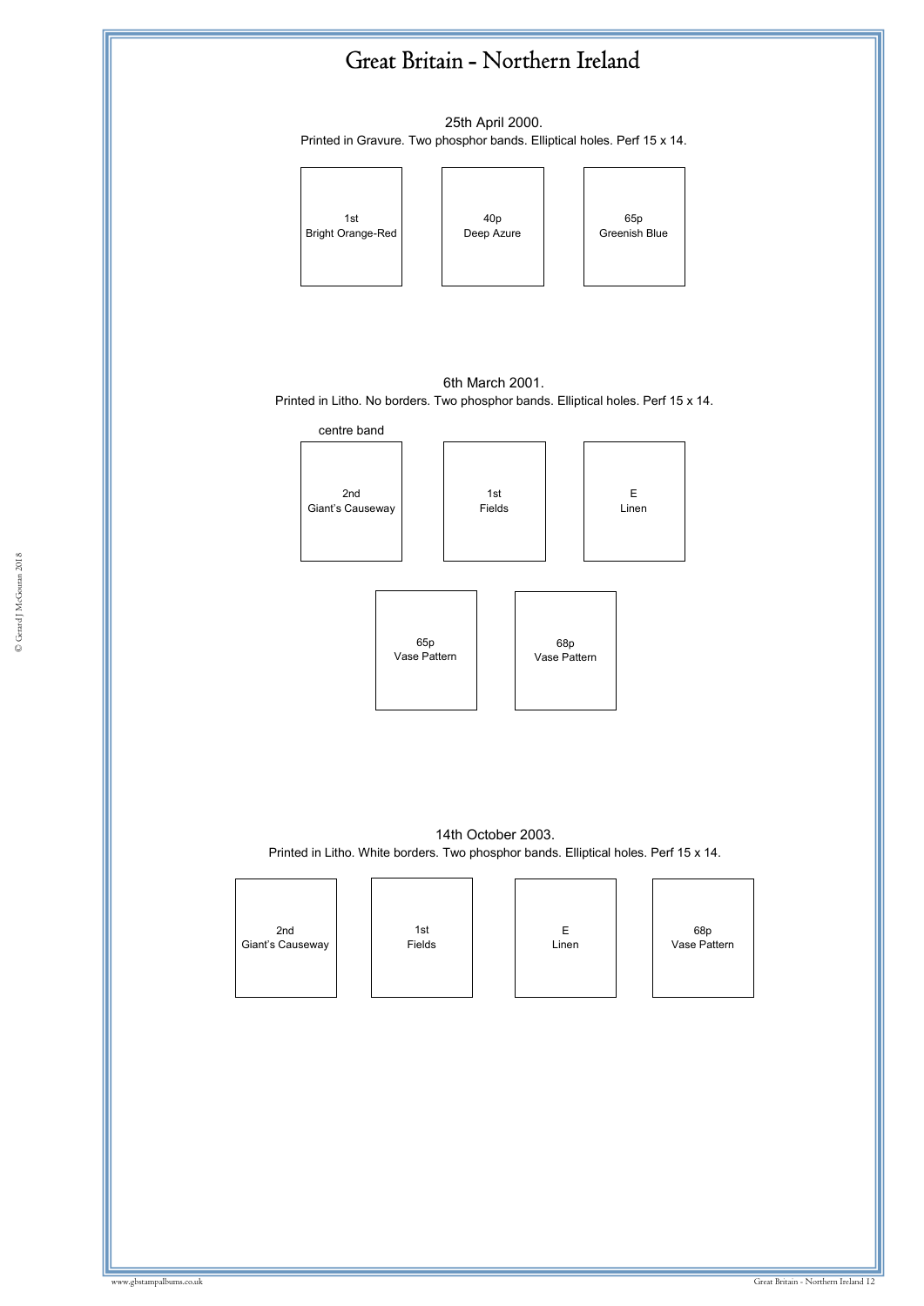# Great Britain - Northern Ireland

25th April 2000.

Printed in Gravure. Two phosphor bands. Elliptical holes. Perf 15 x 14.

1st
Bright Orange-Red

40p
Deep Azure

65p
Greenish Blue

6th March 2001.

Printed in Litho. No borders. Two phosphor bands. Elliptical holes. Perf 15 x 14.

centre band

2nd
Giant's Causeway

1st
Fields

E
Linen

65p
Vase Pattern

68p
Vase Pattern

14th October 2003.

Printed in Litho. White borders. Two phosphor bands. Elliptical holes. Perf 15 x 14.

2nd
Giant's Causeway

1st
Fields

E
Linen

68p
Vase Pattern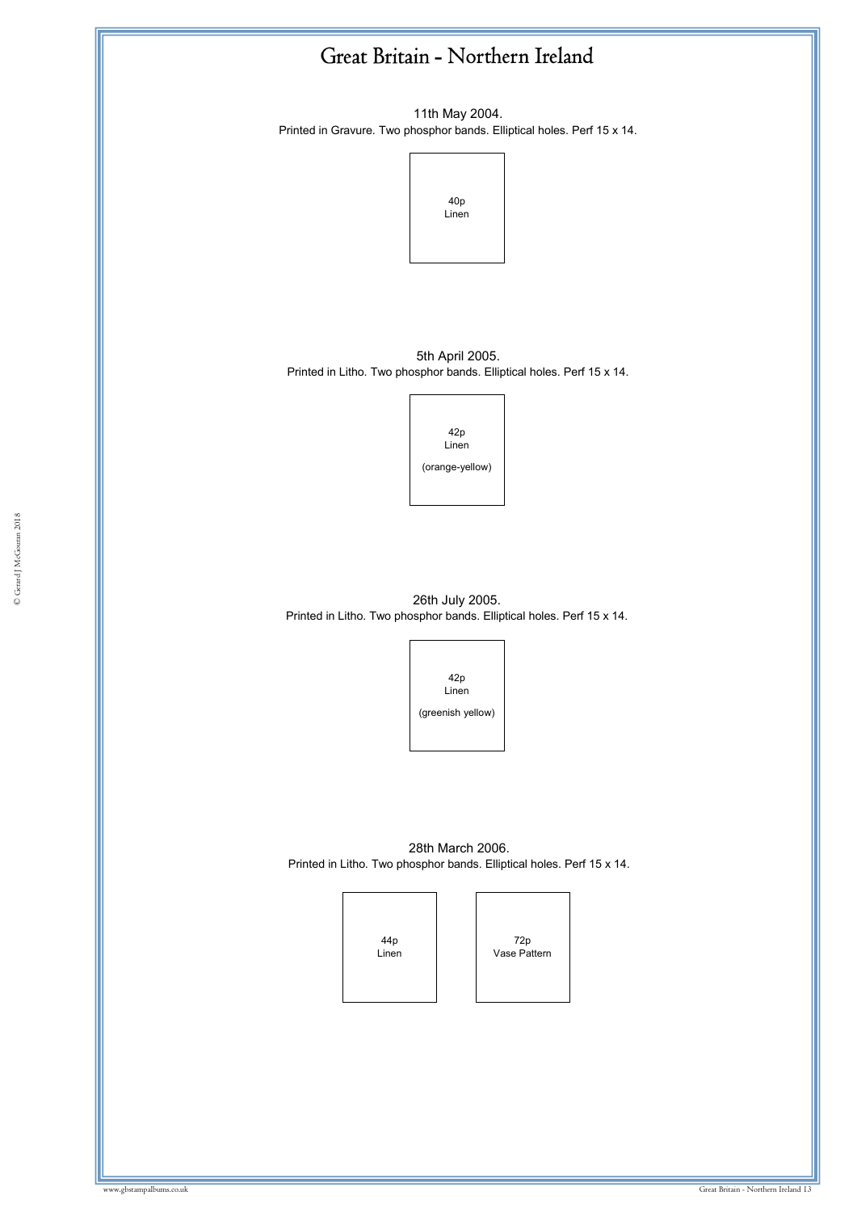# Great Britain - Northern Ireland

11th May 2004.
Printed in Gravure. Two phosphor bands. Elliptical holes. Perf 15 x 14.

40p
Linen

5th April 2005.
Printed in Litho. Two phosphor bands. Elliptical holes. Perf 15 x 14.

42p
Linen
(orange-yellow)

26th July 2005.
Printed in Litho. Two phosphor bands. Elliptical holes. Perf 15 x 14.

42p
Linen
(greenish yellow)

28th March 2006.
Printed in Litho. Two phosphor bands. Elliptical holes. Perf 15 x 14.

44p
Linen

72p
Vase Pattern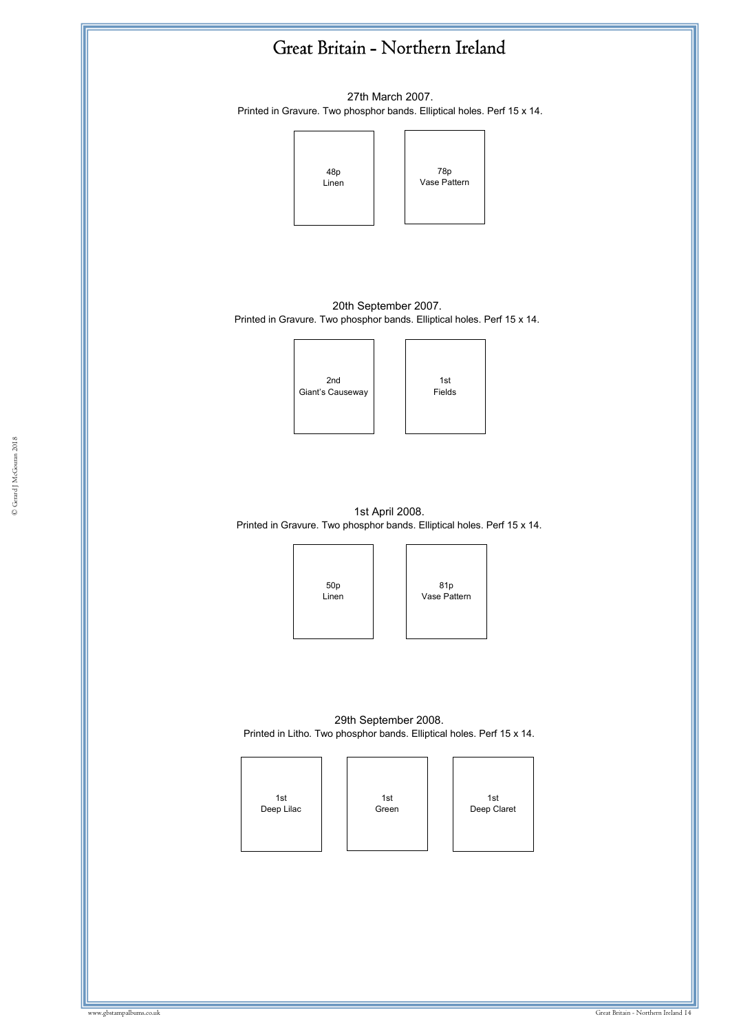# Great Britain - Northern Ireland

27th March 2007.

Printed in Gravure. Two phosphor bands. Elliptical holes. Perf 15 x 14.

| 48p Linen | 78p Vase Pattern |
|---|---|

20th September 2007.

Printed in Gravure. Two phosphor bands. Elliptical holes. Perf 15 x 14.

| 2nd Giant's Causeway | 1st Fields |
|---|---|

1st April 2008.

Printed in Gravure. Two phosphor bands. Elliptical holes. Perf 15 x 14.

| 50p Linen | 81p Vase Pattern |
|---|---|

29th September 2008.

Printed in Litho. Two phosphor bands. Elliptical holes. Perf 15 x 14.

| 1st Deep Lilac | 1st Green | 1st Deep Claret |
|---|---|---|

© Gerard J McGouran 2018

www.gbstampalbums.co.uk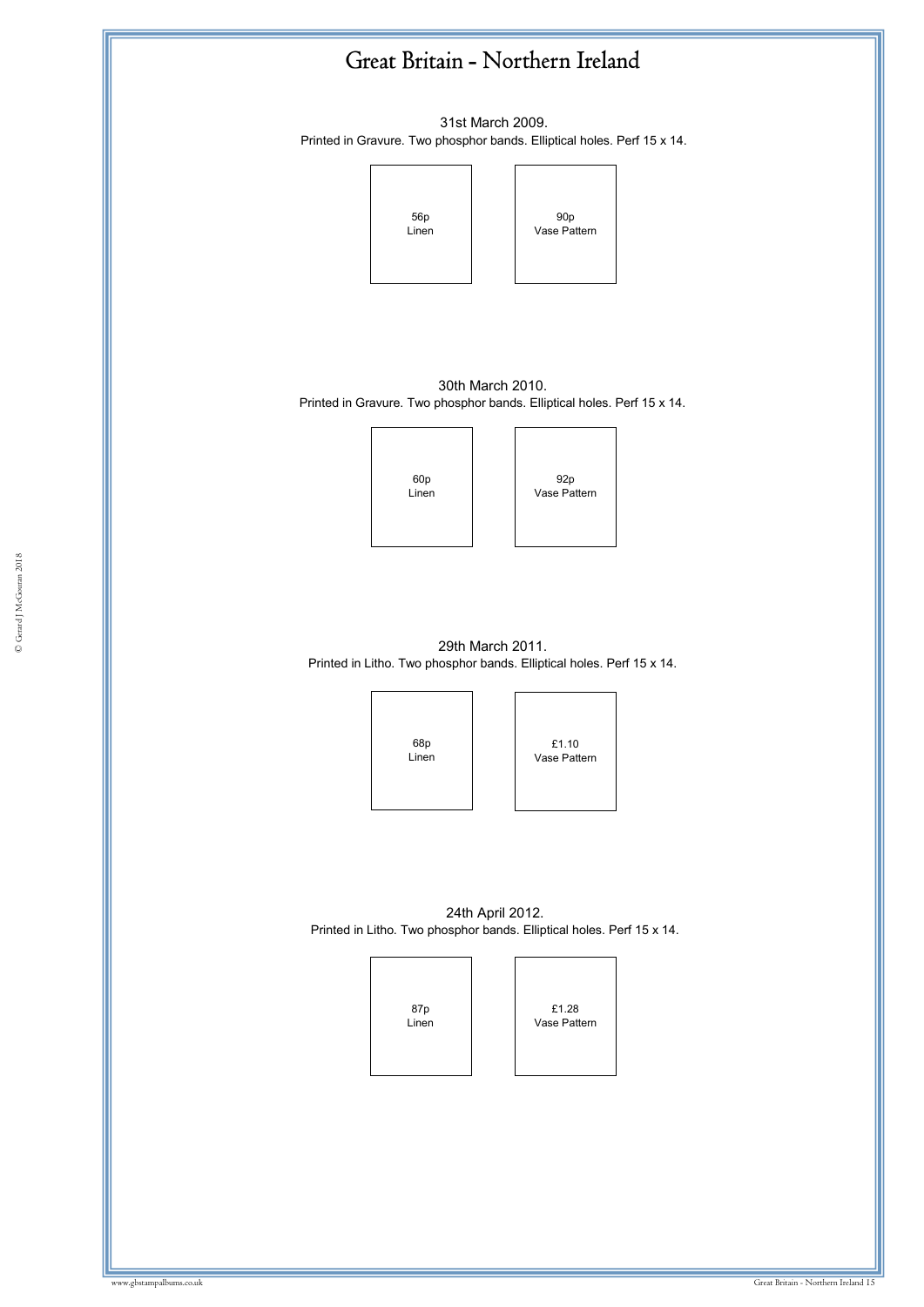# Great Britain - Northern Ireland

31st March 2009.
Printed in Gravure. Two phosphor bands. Elliptical holes. Perf 15 x 14.

56p
Linen

90p
Vase Pattern

30th March 2010.
Printed in Gravure. Two phosphor bands. Elliptical holes. Perf 15 x 14.

60p
Linen

92p
Vase Pattern

29th March 2011.
Printed in Litho. Two phosphor bands. Elliptical holes. Perf 15 x 14.

68p
Linen

£1.10
Vase Pattern

24th April 2012.
Printed in Litho. Two phosphor bands. Elliptical holes. Perf 15 x 14.

87p
Linen

£1.28
Vase Pattern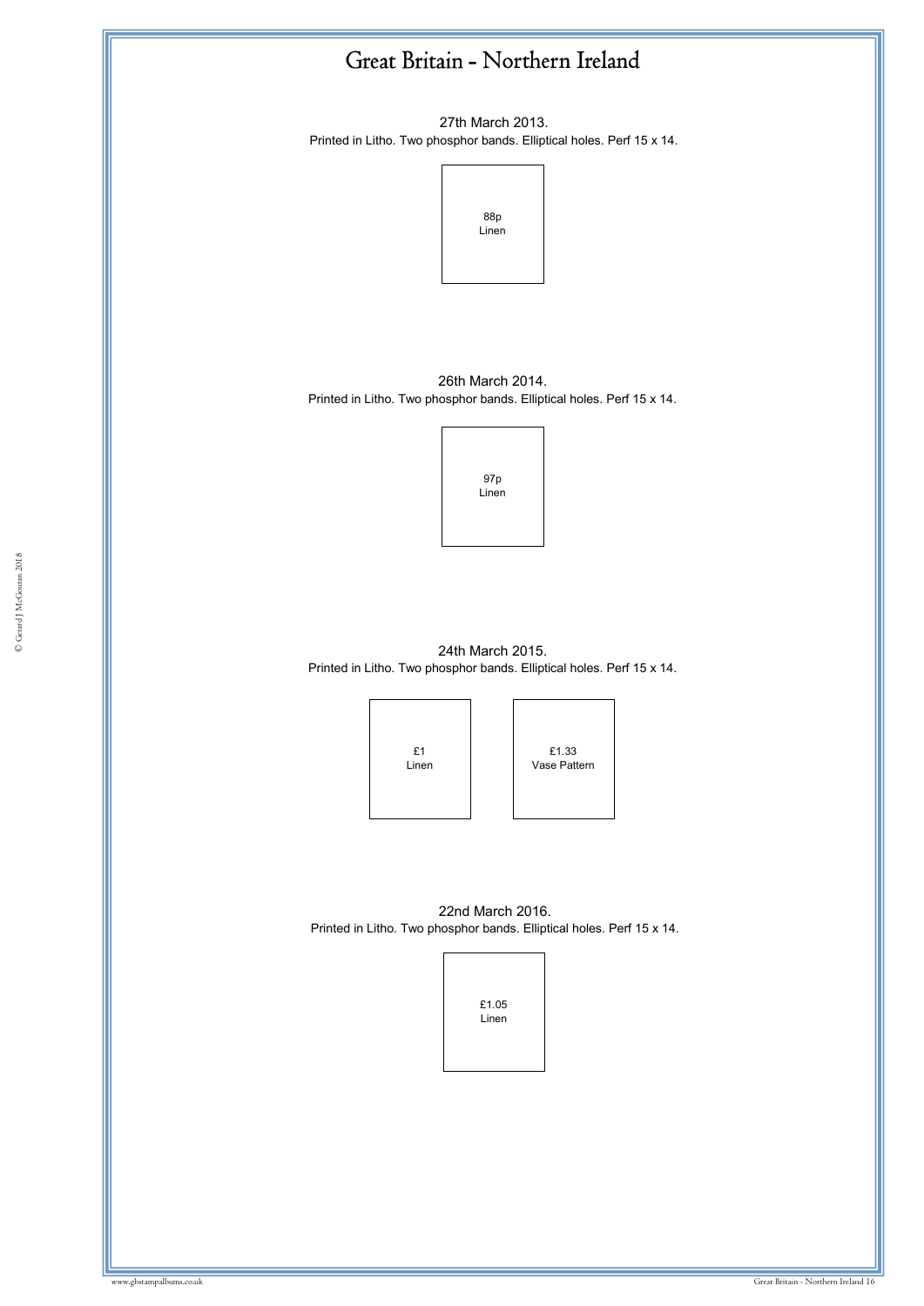# Great Britain - Northern Ireland

27th March 2013.
Printed in Litho. Two phosphor bands. Elliptical holes. Perf 15 x 14.

88p
Linen

26th March 2014.
Printed in Litho. Two phosphor bands. Elliptical holes. Perf 15 x 14.

97p
Linen

24th March 2015.
Printed in Litho. Two phosphor bands. Elliptical holes. Perf 15 x 14.

£1
Linen

£1.33
Vase Pattern

22nd March 2016.
Printed in Litho. Two phosphor bands. Elliptical holes. Perf 15 x 14.

£1.05
Linen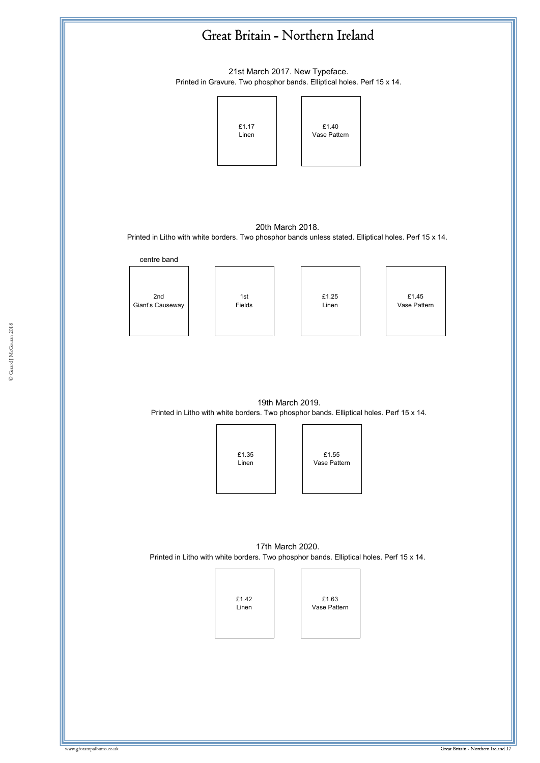# Great Britain - Northern Ireland

21st March 2017. New Typeface.

Printed in Gravure. Two phosphor bands. Elliptical holes. Perf 15 x 14.

| £1.17 Linen | £1.40 Vase Pattern |
|---|---|

20th March 2018.

Printed in Litho with white borders. Two phosphor bands unless stated. Elliptical holes. Perf 15 x 14.

| centre band | | | |
|---|---|---|---|
| 2nd Giant's Causeway | 1st Fields | £1.25 Linen | £1.45 Vase Pattern |

19th March 2019.

Printed in Litho with white borders. Two phosphor bands. Elliptical holes. Perf 15 x 14.

| £1.35 Linen | £1.55 Vase Pattern |
|---|---|

17th March 2020.

Printed in Litho with white borders. Two phosphor bands. Elliptical holes. Perf 15 x 14.

| £1.42 Linen | £1.63 Vase Pattern |
|---|---|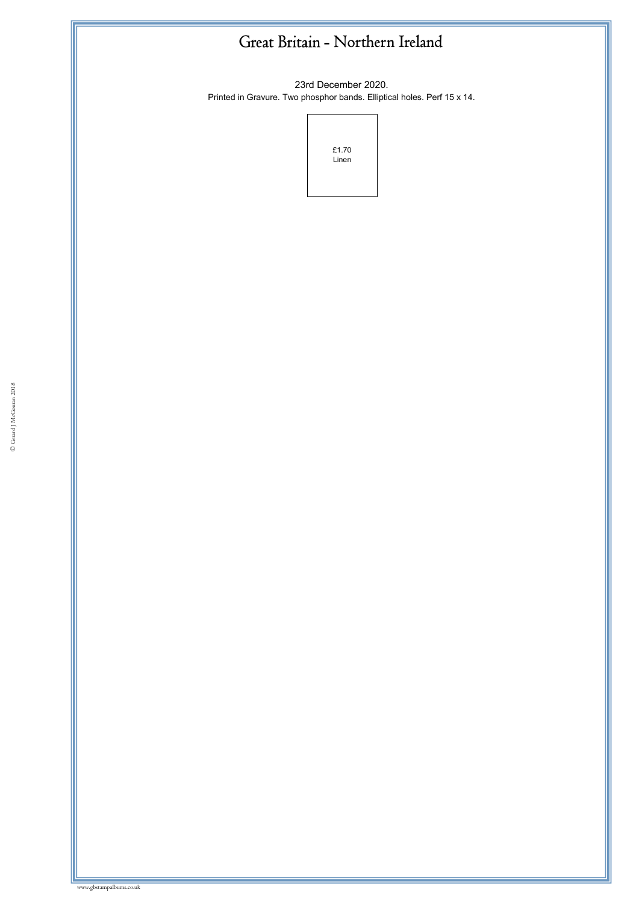# Great Britain - Northern Ireland

23rd December 2020.

Printed in Gravure. Two phosphor bands. Elliptical holes. Perf 15 x 14.

£1.70
Linen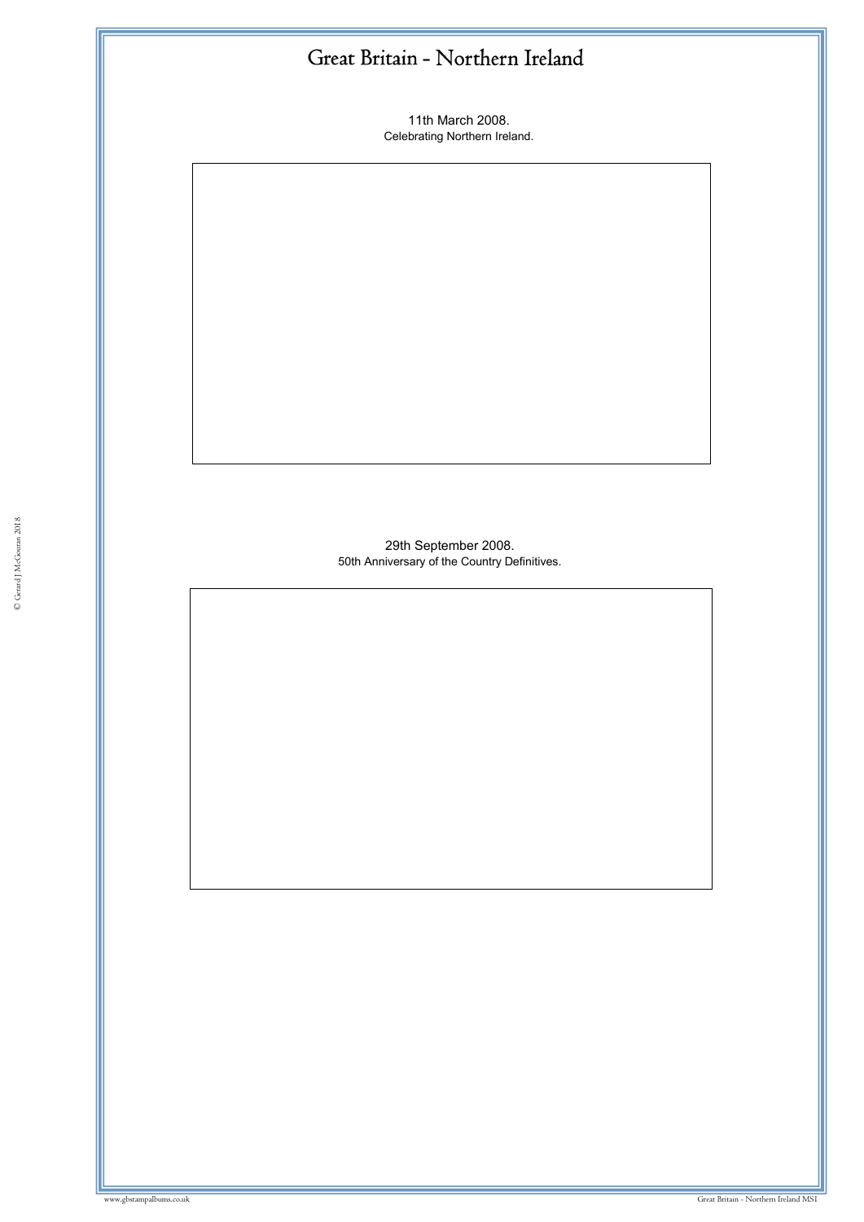# Great Britain - Northern Ireland

11th March 2008.
Celebrating Northern Ireland.

29th September 2008.
50th Anniversary of the Country Definitives.